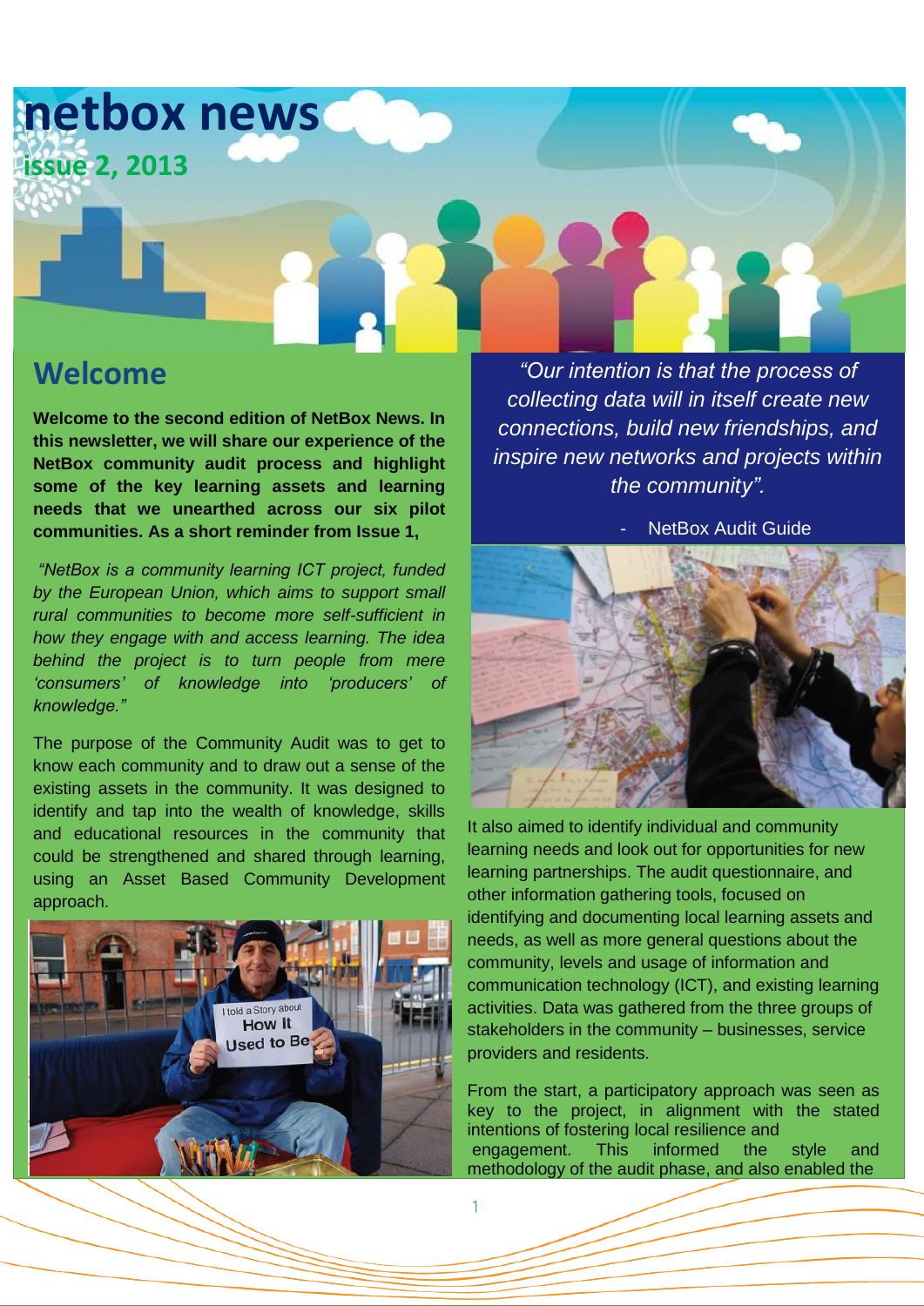# netbox news

**issue 2, 2013**

## Welcome

**Welcome to the second edition of NetBox News. In this newsletter, we will share our experience of the NetBox community audit process and highlight some of the key learning assets and learning needs that we unearthed across our six pilot communities. As a short reminder from Issue 1,**

*"NetBox is a community learning ICT project, funded by the European Union, which aims to support small rural communities to become more self-sufficient in how they engage with and access learning. The idea behind the project is to turn people from mere 'consumers' of knowledge into 'producers' of knowledge."*

The purpose of the Community Audit was to get to know each community and to draw out a sense of the existing assets in the community. It was designed to identify and tap into the wealth of knowledge, skills and educational resources in the community that could be strengthened and shared through learning, using an Asset Based Community Development approach.

*"Our intention is that the process of collecting data will in itself create new connections, build new friendships, and inspire new networks and projects within the community".*

- NetBox Audit Guide

It also aimed to identify individual and community learning needs and look out for opportunities for new learning partnerships. The audit questionnaire, and other information gathering tools, focused on identifying and documenting local learning assets and needs, as well as more general questions about the community, levels and usage of information and communication technology (ICT), and existing learning activities. Data was gathered from the three groups of stakeholders in the community – businesses, service providers and residents.

From the start, a participatory approach was seen as key to the project, in alignment with the stated intentions of fostering local resilience and engagement. This informed the style and methodology of the audit phase, and also enabled the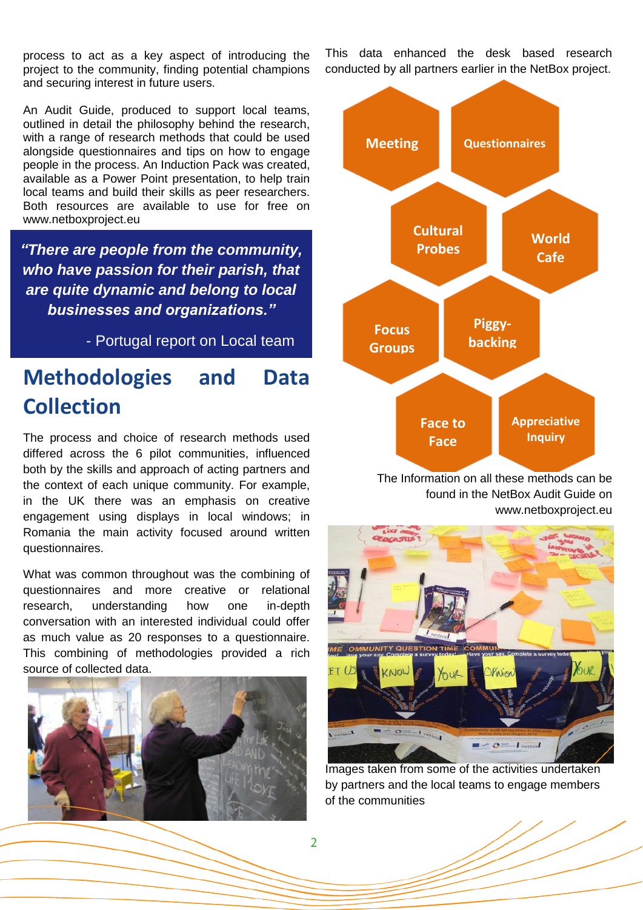process to act as a key aspect of introducing the project to the community, finding potential champions and securing interest in future users.

An Audit Guide, produced to support local teams, outlined in detail the philosophy behind the research, with a range of research methods that could be used alongside questionnaires and tips on how to engage people in the process. An Induction Pack was created, available as a Power Point presentation, to help train local teams and build their skills as peer researchers. Both resources are available to use for free on www.netboxproject.eu

> ***"There are people from the community, who have passion for their parish, that are quite dynamic and belong to local businesses and organizations."***
>
> - Portugal report on Local team

## Methodologies and Data Collection

The process and choice of research methods used differed across the 6 pilot communities, influenced both by the skills and approach of acting partners and the context of each unique community. For example, in the UK there was an emphasis on creative engagement using displays in local windows; in Romania the main activity focused around written questionnaires.

What was common throughout was the combining of questionnaires and more creative or relational research, understanding how one in-depth conversation with an interested individual could offer as much value as 20 responses to a questionnaire. This combining of methodologies provided a rich source of collected data.

This data enhanced the desk based research conducted by all partners earlier in the NetBox project.

- Meeting
- Questionnaires
- Cultural Probes
- World Cafe
- Focus Groups
- Piggy-backing
- Face to Face
- Appreciative Inquiry

The Information on all these methods can be found in the NetBox Audit Guide on www.netboxproject.eu

Images taken from some of the activities undertaken by partners and the local teams to engage members of the communities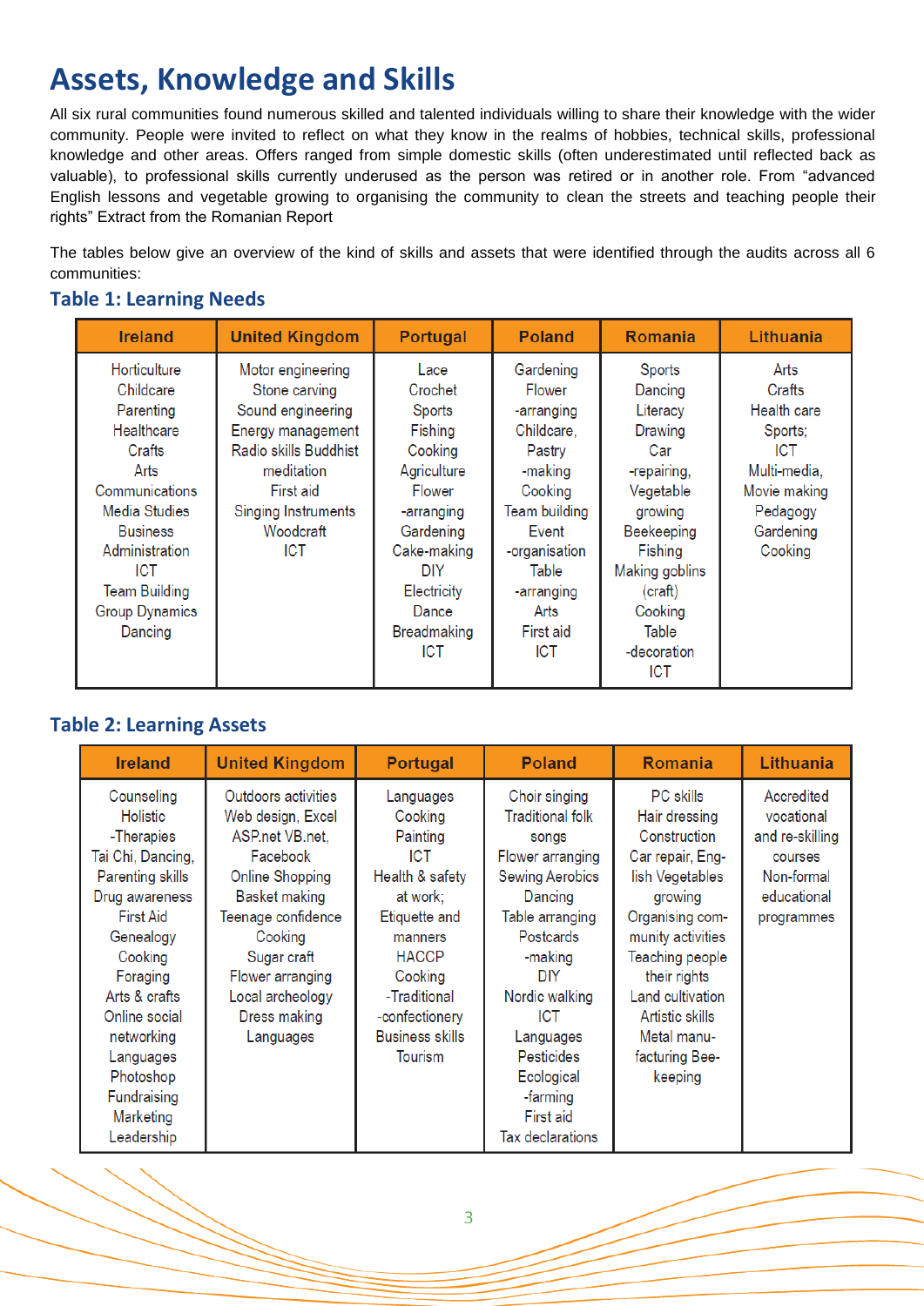# Assets, Knowledge and Skills

All six rural communities found numerous skilled and talented individuals willing to share their knowledge with the wider community. People were invited to reflect on what they know in the realms of hobbies, technical skills, professional knowledge and other areas. Offers ranged from simple domestic skills (often underestimated until reflected back as valuable), to professional skills currently underused as the person was retired or in another role. From "advanced English lessons and vegetable growing to organising the community to clean the streets and teaching people their rights" Extract from the Romanian Report

The tables below give an overview of the kind of skills and assets that were identified through the audits across all 6 communities:

## Table 1: Learning Needs

| Ireland | United Kingdom | Portugal | Poland | Romania | Lithuania |
|---|---|---|---|---|---|
| Horticulture<br>Childcare<br>Parenting<br>Healthcare<br>Crafts<br>Arts<br>Communications<br>Media Studies<br>Business<br>Administration<br>ICT<br>Team Building<br>Group Dynamics<br>Dancing | Motor engineering<br>Stone carving<br>Sound engineering<br>Energy management<br>Radio skills Buddhist<br>meditation<br>First aid<br>Singing Instruments<br>Woodcraft<br>ICT | Lace<br>Crochet<br>Sports<br>Fishing<br>Cooking<br>Agriculture<br>Flower<br>-arranging<br>Gardening<br>Cake-making<br>DIY<br>Electricity<br>Dance<br>Breadmaking<br>ICT | Gardening<br>Flower<br>-arranging<br>Childcare,<br>Pastry<br>-making<br>Cooking<br>Team building<br>Event<br>-organisation<br>Table<br>-arranging<br>Arts<br>First aid<br>ICT | Sports<br>Dancing<br>Literacy<br>Drawing<br>Car<br>-repairing,<br>Vegetable<br>growing<br>Beekeeping<br>Fishing<br>Making goblins<br>(craft)<br>Cooking<br>Table<br>-decoration<br>ICT | Arts<br>Crafts<br>Health care<br>Sports;<br>ICT<br>Multi-media,<br>Movie making<br>Pedagogy<br>Gardening<br>Cooking |

## Table 2: Learning Assets

| Ireland | United Kingdom | Portugal | Poland | Romania | Lithuania |
|---|---|---|---|---|---|
| Counseling<br>Holistic<br>-Therapies<br>Tai Chi, Dancing,<br>Parenting skills<br>Drug awareness<br>First Aid<br>Genealogy<br>Cooking<br>Foraging<br>Arts & crafts<br>Online social<br>networking<br>Languages<br>Photoshop<br>Fundraising<br>Marketing<br>Leadership | Outdoors activities<br>Web design, Excel<br>ASP.net VB.net,<br>Facebook<br>Online Shopping<br>Basket making<br>Teenage confidence<br>Cooking<br>Sugar craft<br>Flower arranging<br>Local archeology<br>Dress making<br>Languages | Languages<br>Cooking<br>Painting<br>ICT<br>Health & safety<br>at work;<br>Etiquette and<br>manners<br>HACCP<br>Cooking<br>-Traditional<br>-confectionery<br>Business skills<br>Tourism | Choir singing<br>Traditional folk<br>songs<br>Flower arranging<br>Sewing Aerobics<br>Dancing<br>Table arranging<br>Postcards<br>-making<br>DIY<br>Nordic walking<br>ICT<br>Languages<br>Pesticides<br>Ecological<br>-farming<br>First aid<br>Tax declarations | PC skills<br>Hair dressing<br>Construction<br>Car repair, Eng-<br>lish Vegetables<br>growing<br>Organising com-<br>munity activities<br>Teaching people<br>their rights<br>Land cultivation<br>Artistic skills<br>Metal manu-<br>facturing Bee-<br>keeping | Accredited<br>vocational<br>and re-skilling<br>courses<br>Non-formal<br>educational<br>programmes |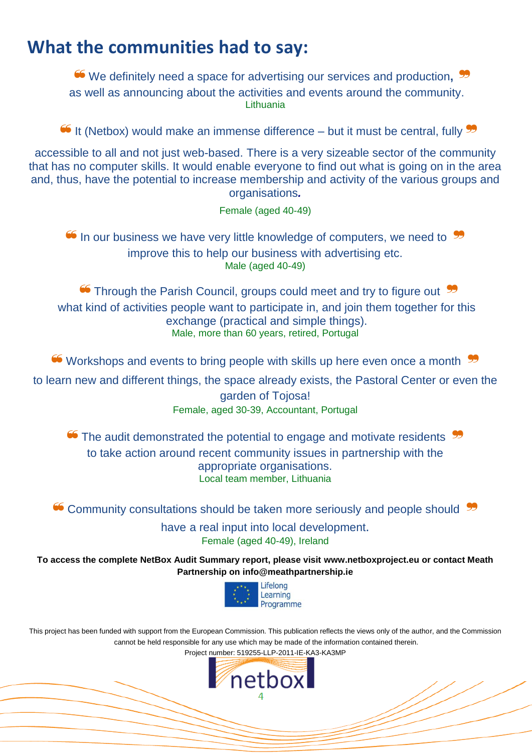## What the communities had to say:

“We definitely need a space for advertising our services and production, as well as announcing about the activities and events around the community.”

Lithuania

“It (Netbox) would make an immense difference – but it must be central, fully accessible to all and not just web-based. There is a very sizeable sector of the community that has no computer skills. It would enable everyone to find out what is going on in the area and, thus, have the potential to increase membership and activity of the various groups and organisations.”

Female (aged 40-49)

“In our business we have very little knowledge of computers, we need to improve this to help our business with advertising etc.”

Male (aged 40-49)

“Through the Parish Council, groups could meet and try to figure out what kind of activities people want to participate in, and join them together for this exchange (practical and simple things).”

Male, more than 60 years, retired, Portugal

“Workshops and events to bring people with skills up here even once a month to learn new and different things, the space already exists, the Pastoral Center or even the garden of Tojosa!”

Female, aged 30-39, Accountant, Portugal

“The audit demonstrated the potential to engage and motivate residents to take action around recent community issues in partnership with the appropriate organisations.”

Local team member, Lithuania

“Community consultations should be taken more seriously and people should have a real input into local development.”

Female (aged 40-49), Ireland

**To access the complete NetBox Audit Summary report, please visit www.netboxproject.eu or contact Meath Partnership on info@meathpartnership.ie**

Lifelong Learning Programme

This project has been funded with support from the European Commission. This publication reflects the views only of the author, and the Commission cannot be held responsible for any use which may be made of the information contained therein.

Project number: 519255-LLP-2011-IE-KA3-KA3MP

netbox